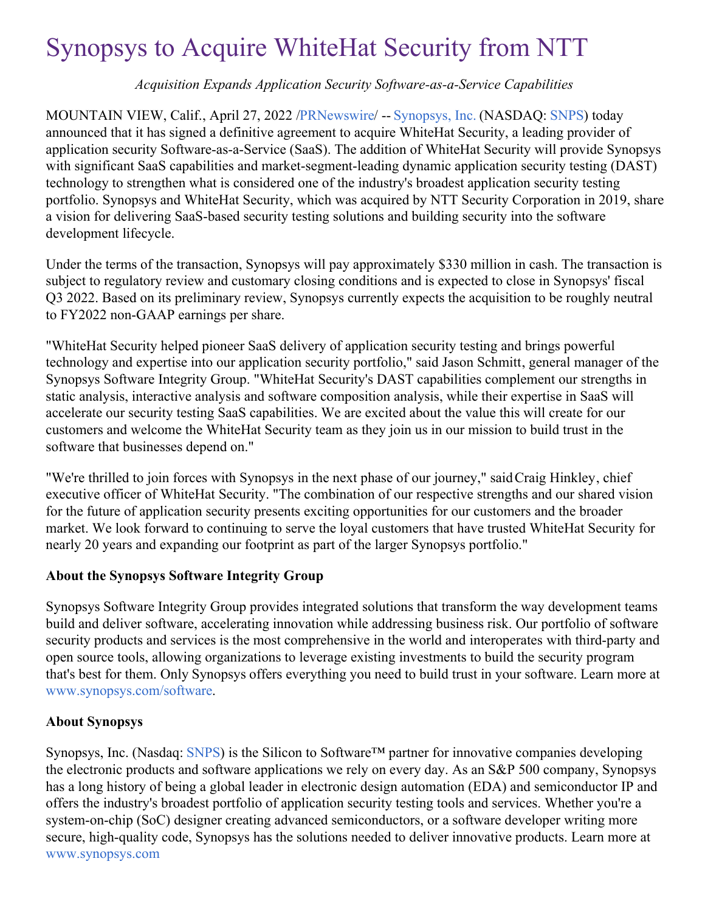# Synopsys to Acquire WhiteHat Security from NTT

*Acquisition Expands Application Security Software-as-a-Service Capabilities*

MOUNTAIN VIEW, Calif., April 27, 2022 /PRNewswire/ -- Synopsys, Inc. (NASDAQ: SNPS) today announced that it has signed a definitive agreement to acquire WhiteHat Security, a leading provider of application security Software-as-a-Service (SaaS). The addition of WhiteHat Security will provide Synopsys with significant SaaS capabilities and market-segment-leading dynamic application security testing (DAST) technology to strengthen what is considered one of the industry's broadest application security testing portfolio. Synopsys and WhiteHat Security, which was acquired by NTT Security Corporation in 2019, share a vision for delivering SaaS-based security testing solutions and building security into the software development lifecycle.

Under the terms of the transaction, Synopsys will pay approximately $330 million in cash. The transaction is subject to regulatory review and customary closing conditions and is expected to close in Synopsys' fiscal Q3 2022. Based on its preliminary review, Synopsys currently expects the acquisition to be roughly neutral to FY2022 non-GAAP earnings per share.

"WhiteHat Security helped pioneer SaaS delivery of application security testing and brings powerful technology and expertise into our application security portfolio," said Jason Schmitt, general manager of the Synopsys Software Integrity Group. "WhiteHat Security's DAST capabilities complement our strengths in static analysis, interactive analysis and software composition analysis, while their expertise in SaaS will accelerate our security testing SaaS capabilities. We are excited about the value this will create for our customers and welcome the WhiteHat Security team as they join us in our mission to build trust in the software that businesses depend on."

"We're thrilled to join forces with Synopsys in the next phase of our journey," said Craig Hinkley, chief executive officer of WhiteHat Security. "The combination of our respective strengths and our shared vision for the future of application security presents exciting opportunities for our customers and the broader market. We look forward to continuing to serve the loyal customers that have trusted WhiteHat Security for nearly 20 years and expanding our footprint as part of the larger Synopsys portfolio."

**About the Synopsys Software Integrity Group**

Synopsys Software Integrity Group provides integrated solutions that transform the way development teams build and deliver software, accelerating innovation while addressing business risk. Our portfolio of software security products and services is the most comprehensive in the world and interoperates with third-party and open source tools, allowing organizations to leverage existing investments to build the security program that's best for them. Only Synopsys offers everything you need to build trust in your software. Learn more at www.synopsys.com/software.

**About Synopsys**

Synopsys, Inc. (Nasdaq: SNPS) is the Silicon to Software™ partner for innovative companies developing the electronic products and software applications we rely on every day. As an S&P 500 company, Synopsys has a long history of being a global leader in electronic design automation (EDA) and semiconductor IP and offers the industry's broadest portfolio of application security testing tools and services. Whether you're a system-on-chip (SoC) designer creating advanced semiconductors, or a software developer writing more secure, high-quality code, Synopsys has the solutions needed to deliver innovative products. Learn more at www.synopsys.com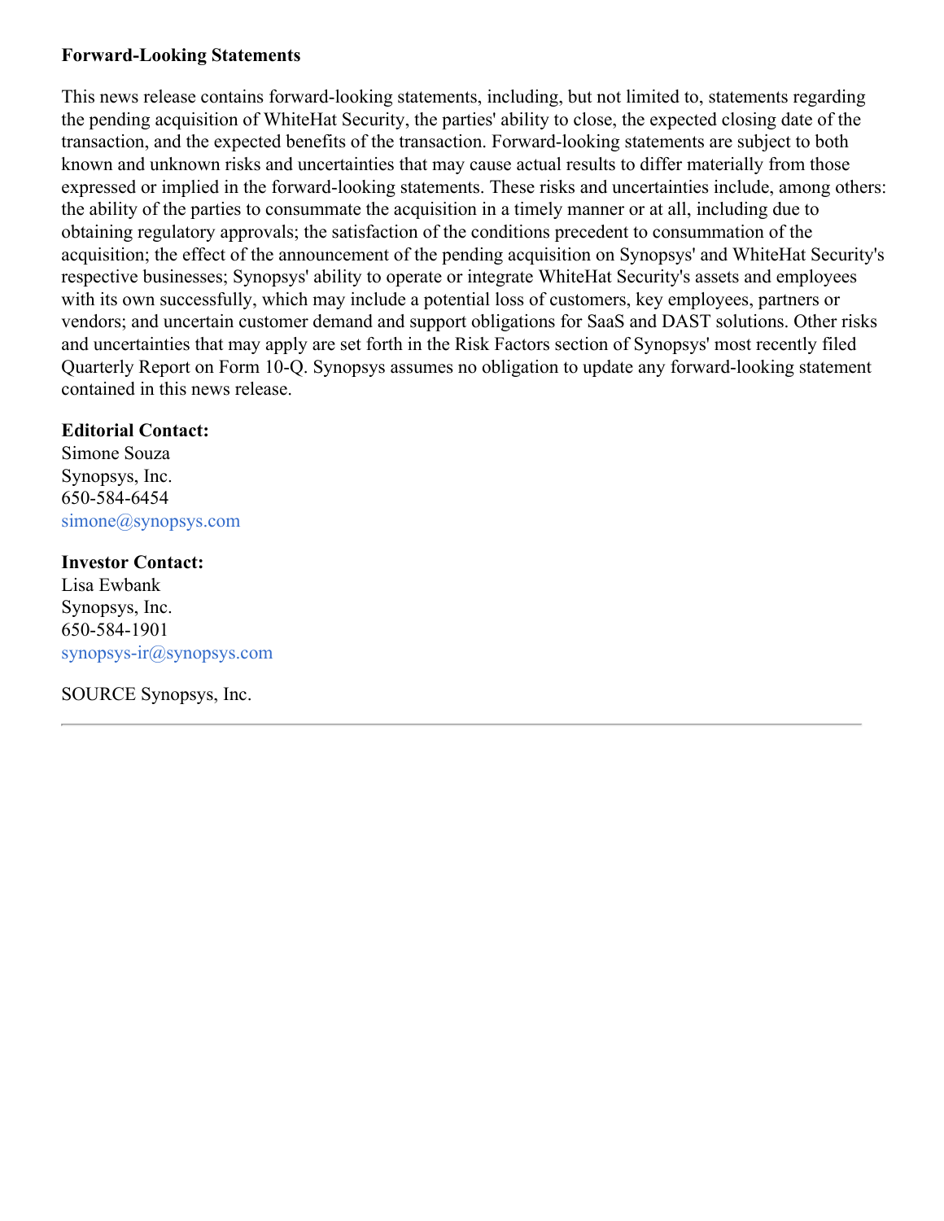**Forward-Looking Statements**

This news release contains forward-looking statements, including, but not limited to, statements regarding the pending acquisition of WhiteHat Security, the parties' ability to close, the expected closing date of the transaction, and the expected benefits of the transaction. Forward-looking statements are subject to both known and unknown risks and uncertainties that may cause actual results to differ materially from those expressed or implied in the forward-looking statements. These risks and uncertainties include, among others: the ability of the parties to consummate the acquisition in a timely manner or at all, including due to obtaining regulatory approvals; the satisfaction of the conditions precedent to consummation of the acquisition; the effect of the announcement of the pending acquisition on Synopsys' and WhiteHat Security's respective businesses; Synopsys' ability to operate or integrate WhiteHat Security's assets and employees with its own successfully, which may include a potential loss of customers, key employees, partners or vendors; and uncertain customer demand and support obligations for SaaS and DAST solutions. Other risks and uncertainties that may apply are set forth in the Risk Factors section of Synopsys' most recently filed Quarterly Report on Form 10-Q. Synopsys assumes no obligation to update any forward-looking statement contained in this news release.

**Editorial Contact:**
Simone Souza
Synopsys, Inc.
650-584-6454
simone@synopsys.com

**Investor Contact:**
Lisa Ewbank
Synopsys, Inc.
650-584-1901
synopsys-ir@synopsys.com

SOURCE Synopsys, Inc.

---